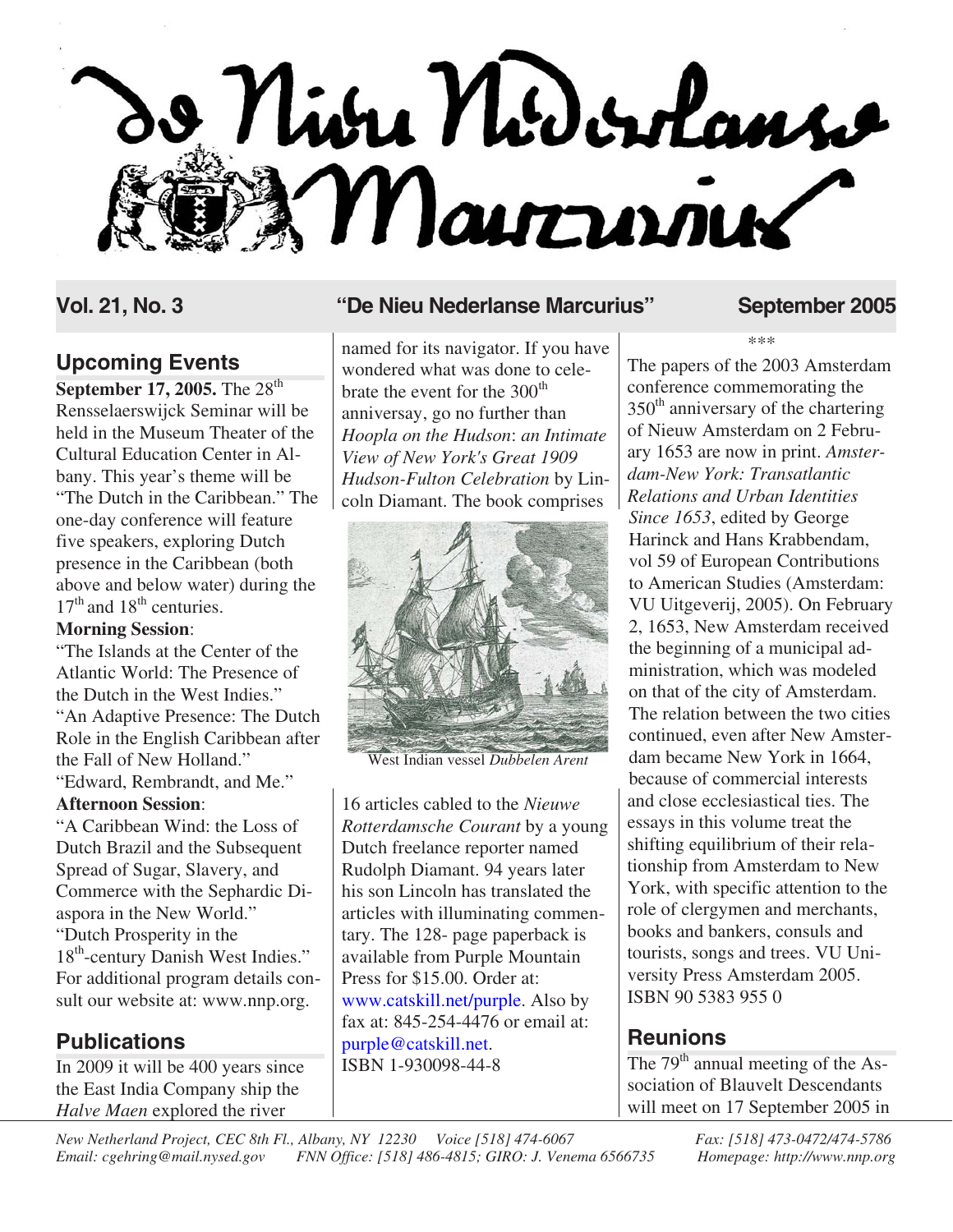# De Nieu Nederlanse Marcurius

**Vol. 21, No. 3** "De Nieu Nederlanse Marcurius" **September 2005**

## Upcoming Events

**September 17, 2005.** The 28th Rensselaerswijck Seminar will be held in the Museum Theater of the Cultural Education Center in Albany. This year's theme will be "The Dutch in the Caribbean." The one-day conference will feature five speakers, exploring Dutch presence in the Caribbean (both above and below water) during the 17th and 18th centuries.

**Morning Session**:

"The Islands at the Center of the Atlantic World: The Presence of the Dutch in the West Indies."

"An Adaptive Presence: The Dutch Role in the English Caribbean after the Fall of New Holland."

"Edward, Rembrandt, and Me."

**Afternoon Session**:

"A Caribbean Wind: the Loss of Dutch Brazil and the Subsequent Spread of Sugar, Slavery, and Commerce with the Sephardic Diaspora in the New World."

"Dutch Prosperity in the 18th-century Danish West Indies."

For additional program details consult our website at: www.nnp.org.

## Publications

In 2009 it will be 400 years since the East India Company ship the *Halve Maen* explored the river named for its navigator. If you have wondered what was done to celebrate the event for the 300th anniversary, go no further than *Hoopla on the Hudson*: *an Intimate View of New York's Great 1909 Hudson-Fulton Celebration* by Lincoln Diamant. The book comprises 16 articles cabled to the *Nieuwe Rotterdamsche Courant* by a young Dutch freelance reporter named Rudolph Diamant. 94 years later his son Lincoln has translated the articles with illuminating commentary. The 128- page paperback is available from Purple Mountain Press for $15.00. Order at: www.catskill.net/purple. Also by fax at: 845-254-4476 or email at: purple@catskill.net.
ISBN 1-930098-44-8

West Indian vessel *Dubbelen Arent*

\*\*\*

The papers of the 2003 Amsterdam conference commemorating the 350th anniversary of the chartering of Nieuw Amsterdam on 2 February 1653 are now in print. *Amsterdam-New York: Transatlantic Relations and Urban Identities Since 1653*, edited by George Harinck and Hans Krabbendam, vol 59 of European Contributions to American Studies (Amsterdam: VU Uitgeverij, 2005). On February 2, 1653, New Amsterdam received the beginning of a municipal administration, which was modeled on that of the city of Amsterdam. The relation between the two cities continued, even after New Amsterdam became New York in 1664, because of commercial interests and close ecclesiastical ties. The essays in this volume treat the shifting equilibrium of their relationship from Amsterdam to New York, with specific attention to the role of clergymen and merchants, books and bankers, consuls and tourists, songs and trees. VU University Press Amsterdam 2005. ISBN 90 5383 955 0

## Reunions

The 79th annual meeting of the Association of Blauvelt Descendants will meet on 17 September 2005 in

*New Netherland Project, CEC 8th Fl., Albany, NY 12230 Voice [518] 474-6067 Fax: [518] 473-0472/474-5786*
*Email: cgehring@mail.nysed.gov FNN Office: [518] 486-4815; GIRO: J. Venema 6566735 Homepage: http://www.nnp.org*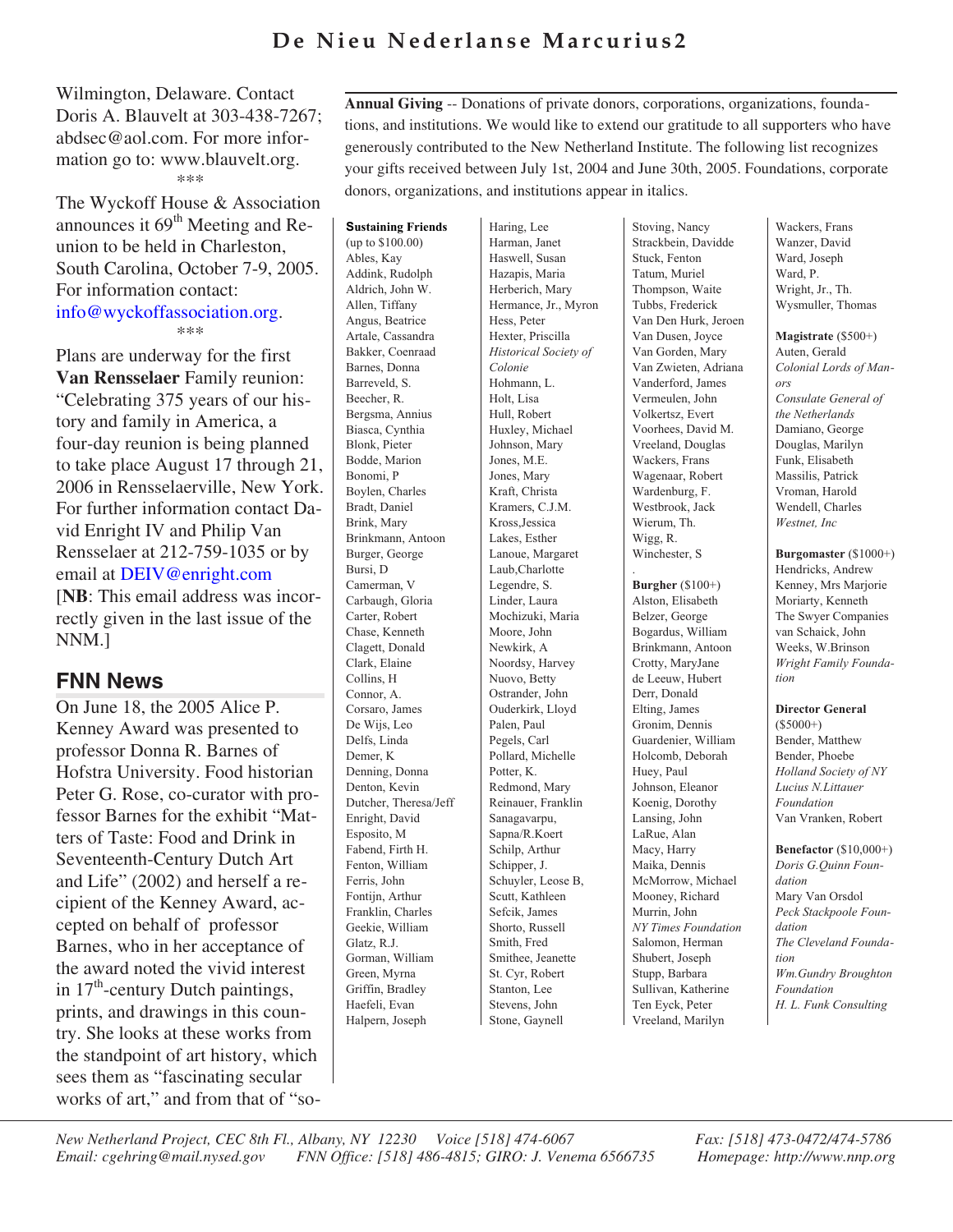Wilmington, Delaware. Contact Doris A. Blauvelt at 303-438-7267; abdsec@aol.com. For more information go to: www.blauvelt.org.

\*\*\*

The Wyckoff House & Association announces it 69th Meeting and Reunion to be held in Charleston, South Carolina, October 7-9, 2005. For information contact: info@wyckoffassociation.org.

\*\*\*

Plans are underway for the first **Van Rensselaer** Family reunion: "Celebrating 375 years of our history and family in America, a four-day reunion is being planned to take place August 17 through 21, 2006 in Rensselaerville, New York. For further information contact David Enright IV and Philip Van Rensselaer at 212-759-1035 or by email at DEIV@enright.com [**NB**: This email address was incorrectly given in the last issue of the NNM.]

## FNN News

On June 18, the 2005 Alice P. Kenney Award was presented to professor Donna R. Barnes of Hofstra University. Food historian Peter G. Rose, co-curator with professor Barnes for the exhibit "Matters of Taste: Food and Drink in Seventeenth-Century Dutch Art and Life" (2002) and herself a recipient of the Kenney Award, accepted on behalf of professor Barnes, who in her acceptance of the award noted the vivid interest in 17th-century Dutch paintings, prints, and drawings in this country. She looks at these works from the standpoint of art history, which sees them as "fascinating secular works of art," and from that of "so-

---

**Annual Giving** -- Donations of private donors, corporations, organizations, foundations, and institutions. We would like to extend our gratitude to all supporters who have generously contributed to the New Netherland Institute. The following list recognizes your gifts received between July 1st, 2004 and June 30th, 2005. Foundations, corporate donors, organizations, and institutions appear in italics.

**Sustaining Friends** (up to $100.00)

Ables, Kay
Addink, Rudolph
Aldrich, John W.
Allen, Tiffany
Angus, Beatrice
Artale, Cassandra
Bakker, Coenraad
Barnes, Donna
Barreveld, S.
Beecher, R.
Bergsma, Annius
Biasca, Cynthia
Blonk, Pieter
Bodde, Marion
Bonomi, P
Boylen, Charles
Bradt, Daniel
Brink, Mary
Brinkmann, Antoon
Burger, George
Bursi, D
Camerman, V
Carbaugh, Gloria
Carter, Robert
Chase, Kenneth
Clagett, Donald
Clark, Elaine
Collins, H
Connor, A.
Corsaro, James
De Wijs, Leo
Delfs, Linda
Demer, K
Denning, Donna
Denton, Kevin
Dutcher, Theresa/Jeff
Enright, David
Esposito, M
Fabend, Firth H.
Fenton, William
Ferris, John
Fontijn, Arthur
Franklin, Charles
Geekie, William
Glatz, R.J.
Gorman, William
Green, Myrna
Griffin, Bradley
Haefeli, Evan
Halpern, Joseph
Haring, Lee
Harman, Janet
Haswell, Susan
Hazapis, Maria
Herberich, Mary
Hermance, Jr., Myron
Hess, Peter
Hexter, Priscilla
*Historical Society of Colonie*
Hohmann, L.
Holt, Lisa
Hull, Robert
Huxley, Michael
Johnson, Mary
Jones, M.E.
Jones, Mary
Kraft, Christa
Kramers, C.J.M.
Kross,Jessica
Lakes, Esther
Lanoue, Margaret
Laub,Charlotte
Legendre, S.
Linder, Laura
Mochizuki, Maria
Moore, John
Newkirk, A
Noordsy, Harvey
Nuovo, Betty
Ostrander, John
Ouderkirk, Lloyd
Palen, Paul
Pegels, Carl
Pollard, Michelle
Potter, K.
Redmond, Mary
Reinauer, Franklin
Sanagavarpu,
Sapna/R.Koert
Schilp, Arthur
Schipper, J.
Schuyler, Leose B,
Scutt, Kathleen
Sefcik, James
Shorto, Russell
Smith, Fred
Smithee, Jeanette
St. Cyr, Robert
Stanton, Lee
Stevens, John
Stone, Gaynell
Stoving, Nancy
Strackbein, Davidde
Stuck, Fenton
Tatum, Muriel
Thompson, Waite
Tubbs, Frederick
Van Den Hurk, Jeroen
Van Dusen, Joyce
Van Gorden, Mary
Van Zwieten, Adriana
Vanderford, James
Vermeulen, John
Volkertsz, Evert
Voorhees, David M.
Vreeland, Douglas
Wackers, Frans
Wagenaar, Robert
Wardenburg, F.
Westbrook, Jack
Wierum, Th.
Wigg, R.
Winchester, S

**Burgher** ($100+)

Alston, Elisabeth
Belzer, George
Bogardus, William
Brinkmann, Antoon
Crotty, MaryJane
de Leeuw, Hubert
Derr, Donald
Elting, James
Gronim, Dennis
Guardenier, William
Holcomb, Deborah
Huey, Paul
Johnson, Eleanor
Koenig, Dorothy
Lansing, John
LaRue, Alan
Macy, Harry
Maika, Dennis
McMorrow, Michael
Mooney, Richard
Murrin, John
*NY Times Foundation*
Salomon, Herman
Shubert, Joseph
Stupp, Barbara
Sullivan, Katherine
Ten Eyck, Peter
Vreeland, Marilyn
Wackers, Frans
Wanzer, David
Ward, Joseph
Ward, P.
Wright, Jr., Th.
Wysmuller, Thomas

**Magistrate** ($500+)

Auten, Gerald
*Colonial Lords of Manors*
*Consulate General of the Netherlands*
Damiano, George
Douglas, Marilyn
Funk, Elisabeth
Massilis, Patrick
Vroman, Harold
Wendell, Charles
*Westnet, Inc*

**Burgomaster** ($1000+)

Hendricks, Andrew
Kenney, Mrs Marjorie
Moriarty, Kenneth
The Swyer Companies
van Schaick, John
Weeks, W.Brinson
*Wright Family Foundation*

**Director General** ($5000+)

Bender, Matthew
Bender, Phoebe
*Holland Society of NY*
*Lucius N.Littauer Foundation*
Van Vranken, Robert

**Benefactor** ($10,000+)

*Doris G.Quinn Foundation*
Mary Van Orsdol
*Peck Stackpoole Foundation*
*The Cleveland Foundation*
*Wm.Gundry Broughton Foundation*
*H. L. Funk Consulting*

---

*New Netherland Project, CEC 8th Fl., Albany, NY 12230 Voice [518] 474-6067 Fax: [518] 473-0472/474-5786*
*Email: cgehring@mail.nysed.gov FNN Office: [518] 486-4815; GIRO: J. Venema 6566735 Homepage: http://www.nnp.org*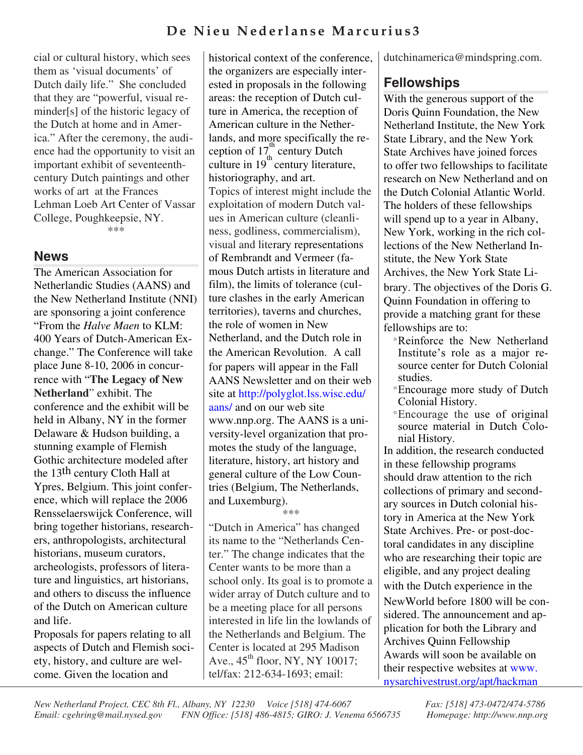cial or cultural history, which sees them as 'visual documents' of Dutch daily life." She concluded that they are "powerful, visual reminder[s] of the historic legacy of the Dutch at home and in America." After the ceremony, the audience had the opportunity to visit an important exhibit of seventeenth-century Dutch paintings and other works of art at the Frances Lehman Loeb Art Center of Vassar College, Poughkeepsie, NY.

***

## News

The American Association for Netherlandic Studies (AANS) and the New Netherland Institute (NNI) are sponsoring a joint conference "From the *Halve Maen* to KLM: 400 Years of Dutch-American Exchange." The Conference will take place June 8-10, 2006 in concurrence with "**The Legacy of New Netherland**" exhibit. The conference and the exhibit will be held in Albany, NY in the former Delaware & Hudson building, a stunning example of Flemish Gothic architecture modeled after the 13th century Cloth Hall at Ypres, Belgium. This joint conference, which will replace the 2006 Rensselaerswijck Conference, will bring together historians, researchers, anthropologists, architectural historians, museum curators, archeologists, professors of literature and linguistics, art historians, and others to discuss the influence of the Dutch on American culture and life.

Proposals for papers relating to all aspects of Dutch and Flemish society, history, and culture are welcome. Given the location and historical context of the conference, the organizers are especially interested in proposals in the following areas: the reception of Dutch culture in America, the reception of American culture in the Netherlands, and more specifically the reception of 17th century Dutch culture in 19th century literature, historiography, and art.

Topics of interest might include the exploitation of modern Dutch values in American culture (cleanliness, godliness, commercialism), visual and literary representations of Rembrandt and Vermeer (famous Dutch artists in literature and film), the limits of tolerance (culture clashes in the early American territories), taverns and churches, the role of women in New Netherland, and the Dutch role in the American Revolution. A call for papers will appear in the Fall AANS Newsletter and on their web site at http://polyglot.lss.wisc.edu/aans/ and on our web site www.nnp.org. The AANS is a university-level organization that promotes the study of the language, literature, history, art history and general culture of the Low Countries (Belgium, The Netherlands, and Luxemburg).

***

"Dutch in America" has changed its name to the "Netherlands Center." The change indicates that the Center wants to be more than a school only. Its goal is to promote a wider array of Dutch culture and to be a meeting place for all persons interested in life lin the lowlands of the Netherlands and Belgium. The Center is located at 295 Madison Ave., 45th floor, NY, NY 10017; tel/fax: 212-634-1693; email: dutchinamerica@mindspring.com.

## Fellowships

With the generous support of the Doris Quinn Foundation, the New Netherland Institute, the New York State Library, and the New York State Archives have joined forces to offer two fellowships to facilitate research on New Netherland and on the Dutch Colonial Atlantic World. The holders of these fellowships will spend up to a year in Albany, New York, working in the rich collections of the New Netherland Institute, the New York State Archives, the New York State Library. The objectives of the Doris G. Quinn Foundation in offering to provide a matching grant for these fellowships are to:

- Reinforce the New Netherland Institute's role as a major resource center for Dutch Colonial studies.
- Encourage more study of Dutch Colonial History.
- Encourage the use of original source material in Dutch Colonial History.

In addition, the research conducted in these fellowship programs should draw attention to the rich collections of primary and secondary sources in Dutch colonial history in America at the New York State Archives. Pre- or post-doctoral candidates in any discipline who are researching their topic are eligible, and any project dealing with the Dutch experience in the NewWorld before 1800 will be considered. The announcement and application for both the Library and Archives Quinn Fellowship Awards will soon be available on their respective websites at www.nysarchivestrust.org/apt/hackman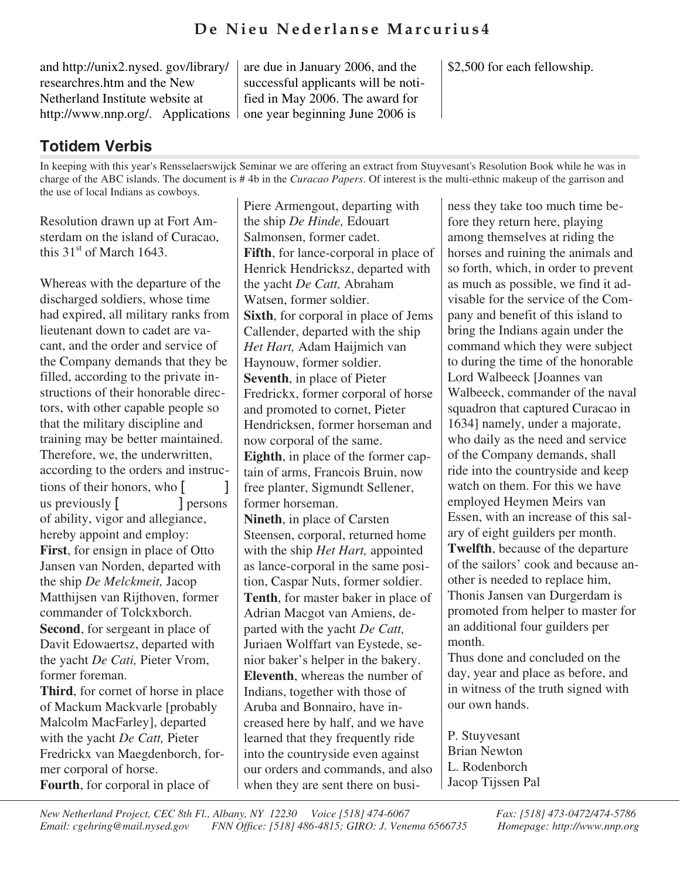and http://unix2.nysed. gov/library/researchres.htm and the New Netherland Institute website at http://www.nnp.org/. Applications are due in January 2006, and the successful applicants will be notified in May 2006. The award for one year beginning June 2006 is $2,500 for each fellowship.

## Totidem Verbis

In keeping with this year's Rensselaerswijck Seminar we are offering an extract from Stuyvesant's Resolution Book while he was in charge of the ABC islands. The document is # 4b in the *Curacao Papers*. Of interest is the multi-ethnic makeup of the garrison and the use of local Indians as cowboys.

Resolution drawn up at Fort Amsterdam on the island of Curacao, this 31st of March 1643.

Whereas with the departure of the discharged soldiers, whose time had expired, all military ranks from lieutenant down to cadet are vacant, and the order and service of the Company demands that they be filled, according to the private instructions of their honorable directors, with other capable people so that the military discipline and training may be better maintained. Therefore, we, the underwritten, according to the orders and instructions of their honors, who [ ] us previously [ ] persons of ability, vigor and allegiance, hereby appoint and employ:

**First**, for ensign in place of Otto Jansen van Norden, departed with the ship *De Melckmeit,* Jacop Matthijsen van Rijthoven, former commander of Tolckxborch.

**Second**, for sergeant in place of Davit Edowaertsz, departed with the yacht *De Cati,* Pieter Vrom, former foreman.

**Third**, for cornet of horse in place of Mackum Mackvarle [probably Malcolm MacFarley], departed with the yacht *De Catt,* Pieter Fredrickx van Maegdenborch, former corporal of horse.

**Fourth**, for corporal in place of Piere Armengout, departing with the ship *De Hinde,* Edouart Salmonsen, former cadet.

**Fifth**, for lance-corporal in place of Henrick Hendricksz, departed with the yacht *De Catt,* Abraham Watsen, former soldier.

**Sixth**, for corporal in place of Jems Callender, departed with the ship *Het Hart,* Adam Haijmich van Haynouw, former soldier.

**Seventh**, in place of Pieter Fredrickx, former corporal of horse and promoted to cornet, Pieter Hendricksen, former horseman and now corporal of the same.

**Eighth**, in place of the former captain of arms, Francois Bruin, now free planter, Sigmundt Sellener, former horseman.

**Nineth**, in place of Carsten Steensen, corporal, returned home with the ship *Het Hart,* appointed as lance-corporal in the same position, Caspar Nuts, former soldier.

**Tenth**, for master baker in place of Adrian Macgot van Amiens, departed with the yacht *De Catt,* Juriaen Wolffart van Eystede, senior baker's helper in the bakery.

**Eleventh**, whereas the number of Indians, together with those of Aruba and Bonnairo, have increased here by half, and we have learned that they frequently ride into the countryside even against our orders and commands, and also when they are sent there on business they take too much time before they return here, playing among themselves at riding the horses and ruining the animals and so forth, which, in order to prevent as much as possible, we find it advisable for the service of the Company and benefit of this island to bring the Indians again under the command which they were subject to during the time of the honorable Lord Walbeeck [Joannes van Walbeeck, commander of the naval squadron that captured Curacao in 1634] namely, under a majorate, who daily as the need and service of the Company demands, shall ride into the countryside and keep watch on them. For this we have employed Heymen Meirs van Essen, with an increase of this salary of eight guilders per month.

**Twelfth**, because of the departure of the sailors' cook and because another is needed to replace him, Thonis Jansen van Durgerdam is promoted from helper to master for an additional four guilders per month.

Thus done and concluded on the day, year and place as before, and in witness of the truth signed with our own hands.

P. Stuyvesant
Brian Newton
L. Rodenborch
Jacop Tijssen Pal

*New Netherland Project, CEC 8th Fl., Albany, NY 12230 Voice [518] 474-6067 Fax: [518] 473-0472/474-5786*
*Email: cgehring@mail.nysed.gov FNN Office: [518] 486-4815; GIRO: J. Venema 6566735 Homepage: http://www.nnp.org*